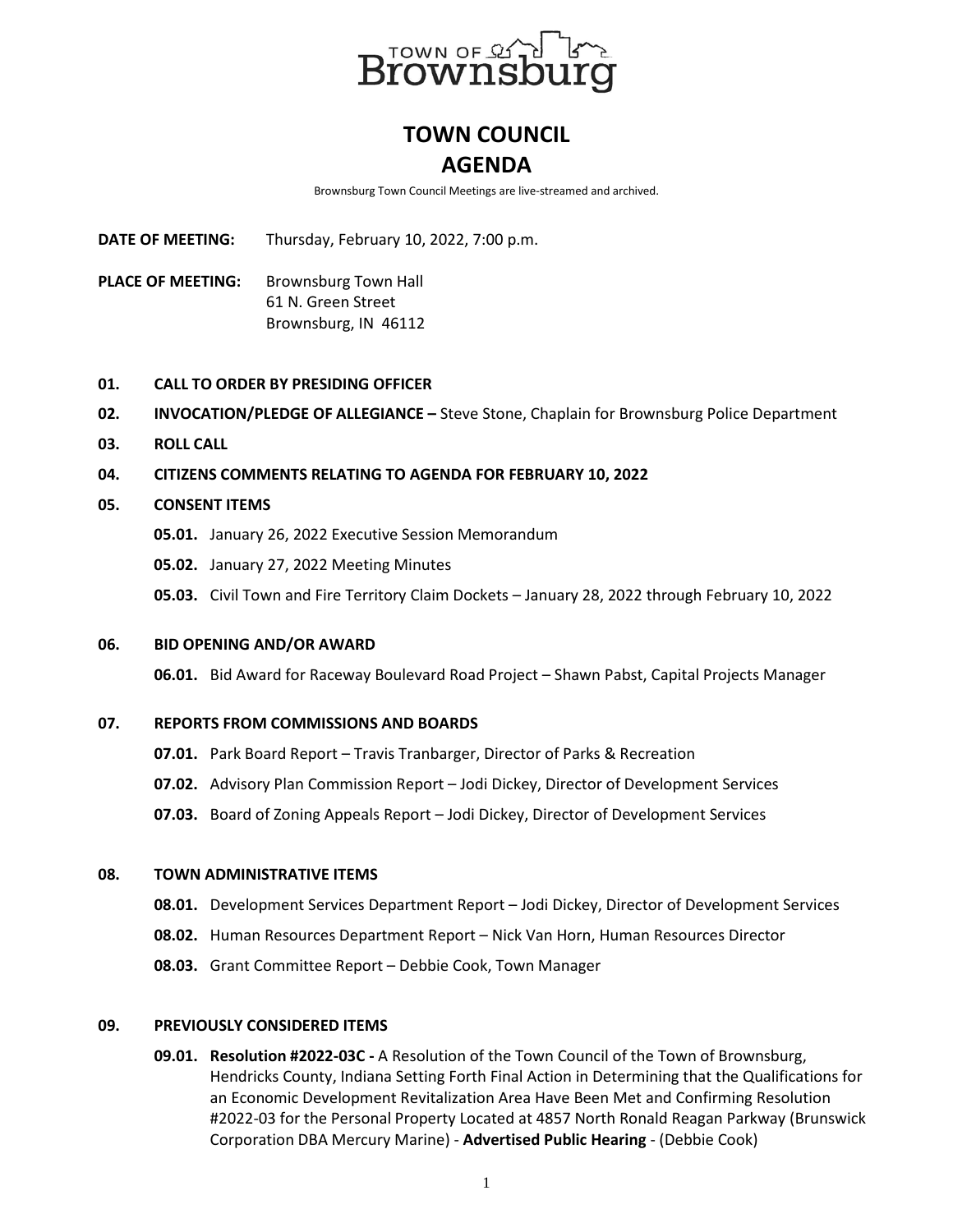TOWN OF Brownsburg

# TOWN COUNCIL
# AGENDA

Brownsburg Town Council Meetings are live-streamed and archived.

**DATE OF MEETING:** Thursday, February 10, 2022, 7:00 p.m.

**PLACE OF MEETING:** Brownsburg Town Hall
61 N. Green Street
Brownsburg, IN 46112

**01. CALL TO ORDER BY PRESIDING OFFICER**

**02. INVOCATION/PLEDGE OF ALLEGIANCE –** Steve Stone, Chaplain for Brownsburg Police Department

**03. ROLL CALL**

**04. CITIZENS COMMENTS RELATING TO AGENDA FOR FEBRUARY 10, 2022**

**05. CONSENT ITEMS**

- **05.01.** January 26, 2022 Executive Session Memorandum
- **05.02.** January 27, 2022 Meeting Minutes
- **05.03.** Civil Town and Fire Territory Claim Dockets – January 28, 2022 through February 10, 2022

**06. BID OPENING AND/OR AWARD**

- **06.01.** Bid Award for Raceway Boulevard Road Project – Shawn Pabst, Capital Projects Manager

**07. REPORTS FROM COMMISSIONS AND BOARDS**

- **07.01.** Park Board Report – Travis Tranbarger, Director of Parks & Recreation
- **07.02.** Advisory Plan Commission Report – Jodi Dickey, Director of Development Services
- **07.03.** Board of Zoning Appeals Report – Jodi Dickey, Director of Development Services

**08. TOWN ADMINISTRATIVE ITEMS**

- **08.01.** Development Services Department Report – Jodi Dickey, Director of Development Services
- **08.02.** Human Resources Department Report – Nick Van Horn, Human Resources Director
- **08.03.** Grant Committee Report – Debbie Cook, Town Manager

**09. PREVIOUSLY CONSIDERED ITEMS**

- **09.01. Resolution #2022-03C -** A Resolution of the Town Council of the Town of Brownsburg, Hendricks County, Indiana Setting Forth Final Action in Determining that the Qualifications for an Economic Development Revitalization Area Have Been Met and Confirming Resolution #2022-03 for the Personal Property Located at 4857 North Ronald Reagan Parkway (Brunswick Corporation DBA Mercury Marine) - **Advertised Public Hearing** - (Debbie Cook)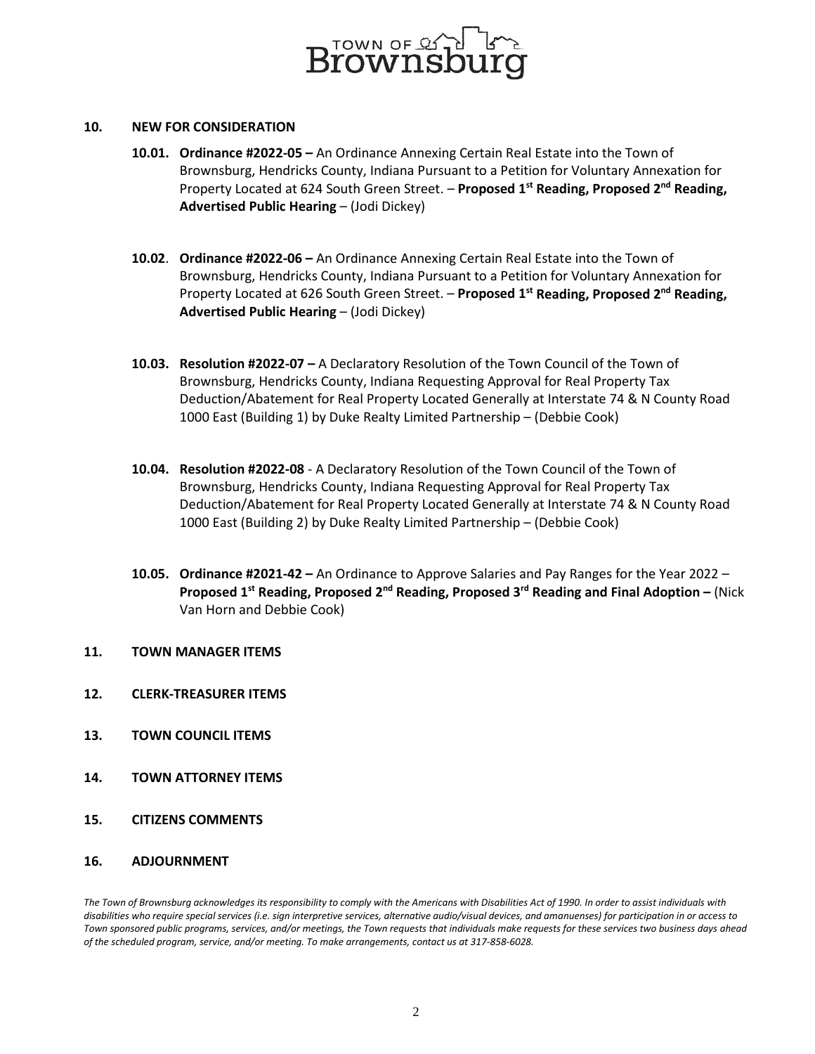## 10. NEW FOR CONSIDERATION

**10.01. Ordinance #2022-05 –** An Ordinance Annexing Certain Real Estate into the Town of Brownsburg, Hendricks County, Indiana Pursuant to a Petition for Voluntary Annexation for Property Located at 624 South Green Street. – **Proposed 1st Reading, Proposed 2nd Reading, Advertised Public Hearing** – (Jodi Dickey)

**10.02**. **Ordinance #2022-06 –** An Ordinance Annexing Certain Real Estate into the Town of Brownsburg, Hendricks County, Indiana Pursuant to a Petition for Voluntary Annexation for Property Located at 626 South Green Street. – **Proposed 1st Reading, Proposed 2nd Reading, Advertised Public Hearing** – (Jodi Dickey)

**10.03. Resolution #2022-07 –** A Declaratory Resolution of the Town Council of the Town of Brownsburg, Hendricks County, Indiana Requesting Approval for Real Property Tax Deduction/Abatement for Real Property Located Generally at Interstate 74 & N County Road 1000 East (Building 1) by Duke Realty Limited Partnership – (Debbie Cook)

**10.04. Resolution #2022-08** - A Declaratory Resolution of the Town Council of the Town of Brownsburg, Hendricks County, Indiana Requesting Approval for Real Property Tax Deduction/Abatement for Real Property Located Generally at Interstate 74 & N County Road 1000 East (Building 2) by Duke Realty Limited Partnership – (Debbie Cook)

**10.05. Ordinance #2021-42 –** An Ordinance to Approve Salaries and Pay Ranges for the Year 2022 – **Proposed 1st Reading, Proposed 2nd Reading, Proposed 3rd Reading and Final Adoption –** (Nick Van Horn and Debbie Cook)

## 11. TOWN MANAGER ITEMS

## 12. CLERK-TREASURER ITEMS

## 13. TOWN COUNCIL ITEMS

## 14. TOWN ATTORNEY ITEMS

## 15. CITIZENS COMMENTS

## 16. ADJOURNMENT

*The Town of Brownsburg acknowledges its responsibility to comply with the Americans with Disabilities Act of 1990. In order to assist individuals with disabilities who require special services (i.e. sign interpretive services, alternative audio/visual devices, and amanuenses) for participation in or access to Town sponsored public programs, services, and/or meetings, the Town requests that individuals make requests for these services two business days ahead of the scheduled program, service, and/or meeting. To make arrangements, contact us at 317-858-6028.*